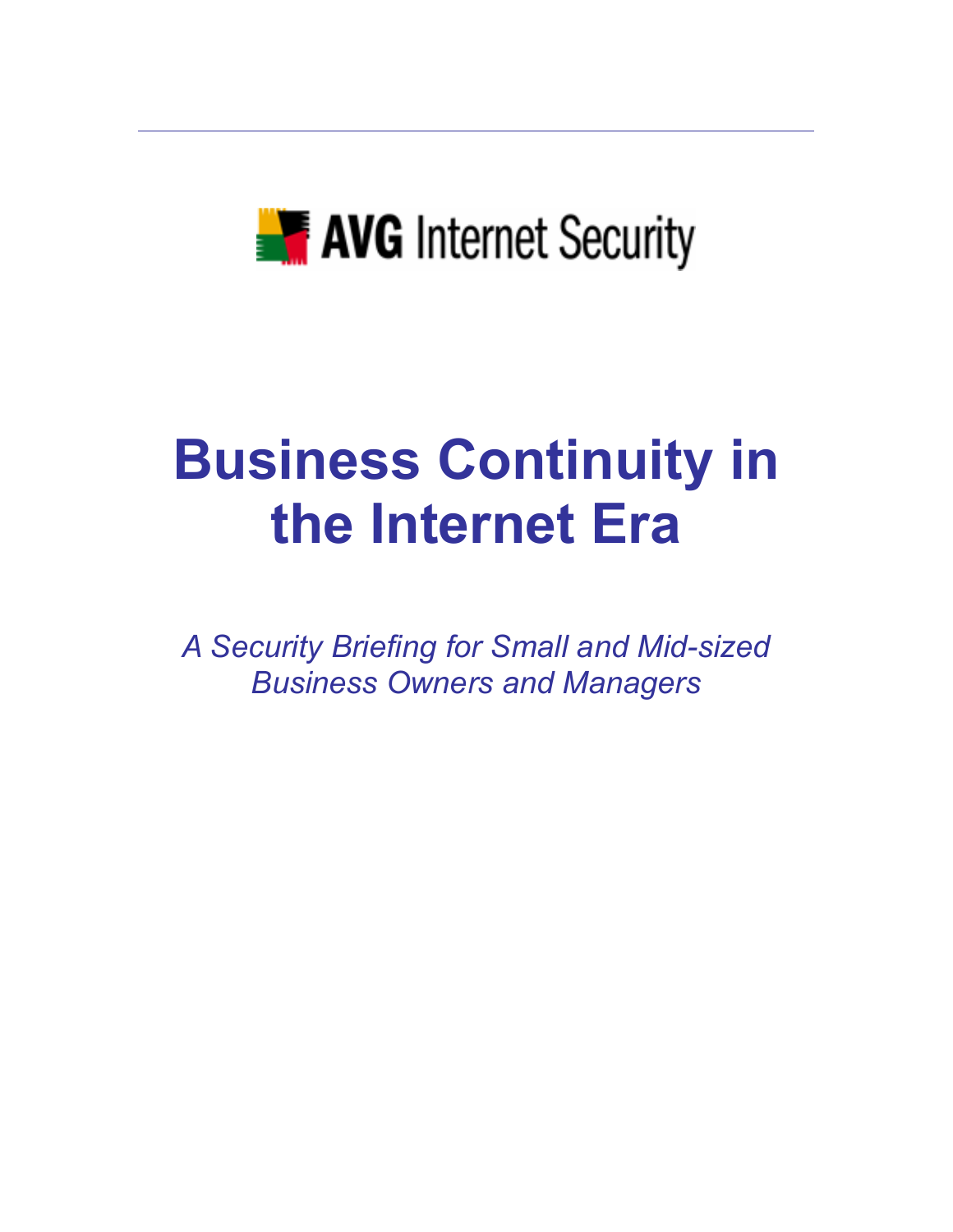AVG Internet Security

# Business Continuity in the Internet Era

*A Security Briefing for Small and Mid-sized Business Owners and Managers*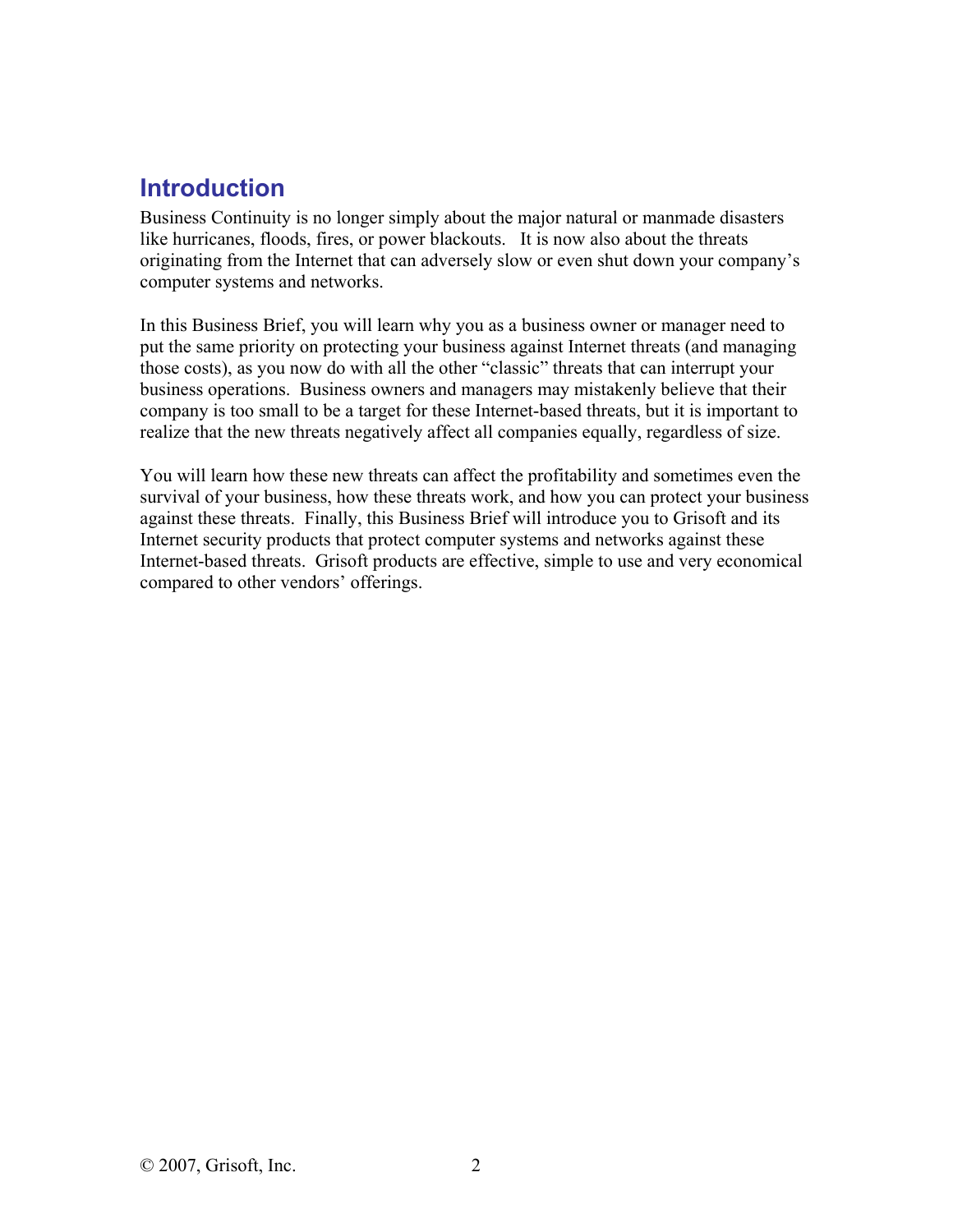## Introduction

Business Continuity is no longer simply about the major natural or manmade disasters like hurricanes, floods, fires, or power blackouts. It is now also about the threats originating from the Internet that can adversely slow or even shut down your company's computer systems and networks.

In this Business Brief, you will learn why you as a business owner or manager need to put the same priority on protecting your business against Internet threats (and managing those costs), as you now do with all the other "classic" threats that can interrupt your business operations. Business owners and managers may mistakenly believe that their company is too small to be a target for these Internet-based threats, but it is important to realize that the new threats negatively affect all companies equally, regardless of size.

You will learn how these new threats can affect the profitability and sometimes even the survival of your business, how these threats work, and how you can protect your business against these threats. Finally, this Business Brief will introduce you to Grisoft and its Internet security products that protect computer systems and networks against these Internet-based threats. Grisoft products are effective, simple to use and very economical compared to other vendors' offerings.

© 2007, Grisoft, Inc.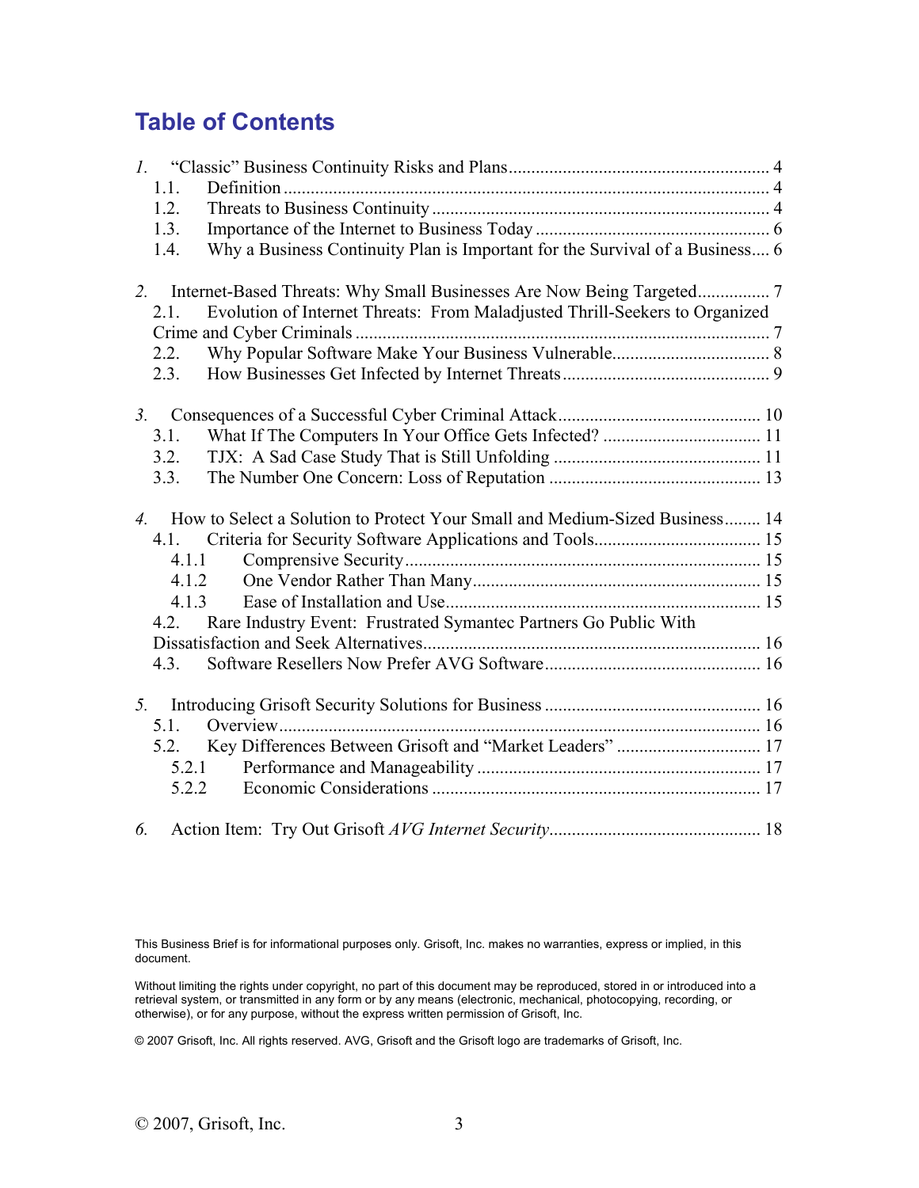# Table of Contents

1. "Classic" Business Continuity Risks and Plans ........................................................ 4
   - 1.1. Definition ........................................................................................................... 4
   - 1.2. Threats to Business Continuity .......................................................................... 4
   - 1.3. Importance of the Internet to Business Today .................................................... 6
   - 1.4. Why a Business Continuity Plan is Important for the Survival of a Business.... 6

2. Internet-Based Threats: Why Small Businesses Are Now Being Targeted................ 7
   - 2.1. Evolution of Internet Threats: From Maladjusted Thrill-Seekers to Organized Crime and Cyber Criminals ........................................................................................... 7
   - 2.2. Why Popular Software Make Your Business Vulnerable................................... 8
   - 2.3. How Businesses Get Infected by Internet Threats.............................................. 9

3. Consequences of a Successful Cyber Criminal Attack............................................ 10
   - 3.1. What If The Computers In Your Office Gets Infected? ................................... 11
   - 3.2. TJX: A Sad Case Study That is Still Unfolding .............................................. 11
   - 3.3. The Number One Concern: Loss of Reputation ............................................... 13

4. How to Select a Solution to Protect Your Small and Medium-Sized Business........ 14
   - 4.1. Criteria for Security Software Applications and Tools.................................... 15
     - 4.1.1 Comprensive Security.............................................................................. 15
     - 4.1.2 One Vendor Rather Than Many............................................................... 15
     - 4.1.3 Ease of Installation and Use..................................................................... 15
   - 4.2. Rare Industry Event: Frustrated Symantec Partners Go Public With Dissatisfaction and Seek Alternatives.......................................................................... 16
   - 4.3. Software Resellers Now Prefer AVG Software................................................ 16

5. Introducing Grisoft Security Solutions for Business ................................................ 16
   - 5.1. Overview.......................................................................................................... 16
   - 5.2. Key Differences Between Grisoft and "Market Leaders" ................................ 17
     - 5.2.1 Performance and Manageability .............................................................. 17
     - 5.2.2 Economic Considerations ........................................................................ 17

6. Action Item: Try Out Grisoft *AVG Internet Security*.............................................. 18

This Business Brief is for informational purposes only. Grisoft, Inc. makes no warranties, express or implied, in this document.

Without limiting the rights under copyright, no part of this document may be reproduced, stored in or introduced into a retrieval system, or transmitted in any form or by any means (electronic, mechanical, photocopying, recording, or otherwise), or for any purpose, without the express written permission of Grisoft, Inc.

© 2007 Grisoft, Inc. All rights reserved. AVG, Grisoft and the Grisoft logo are trademarks of Grisoft, Inc.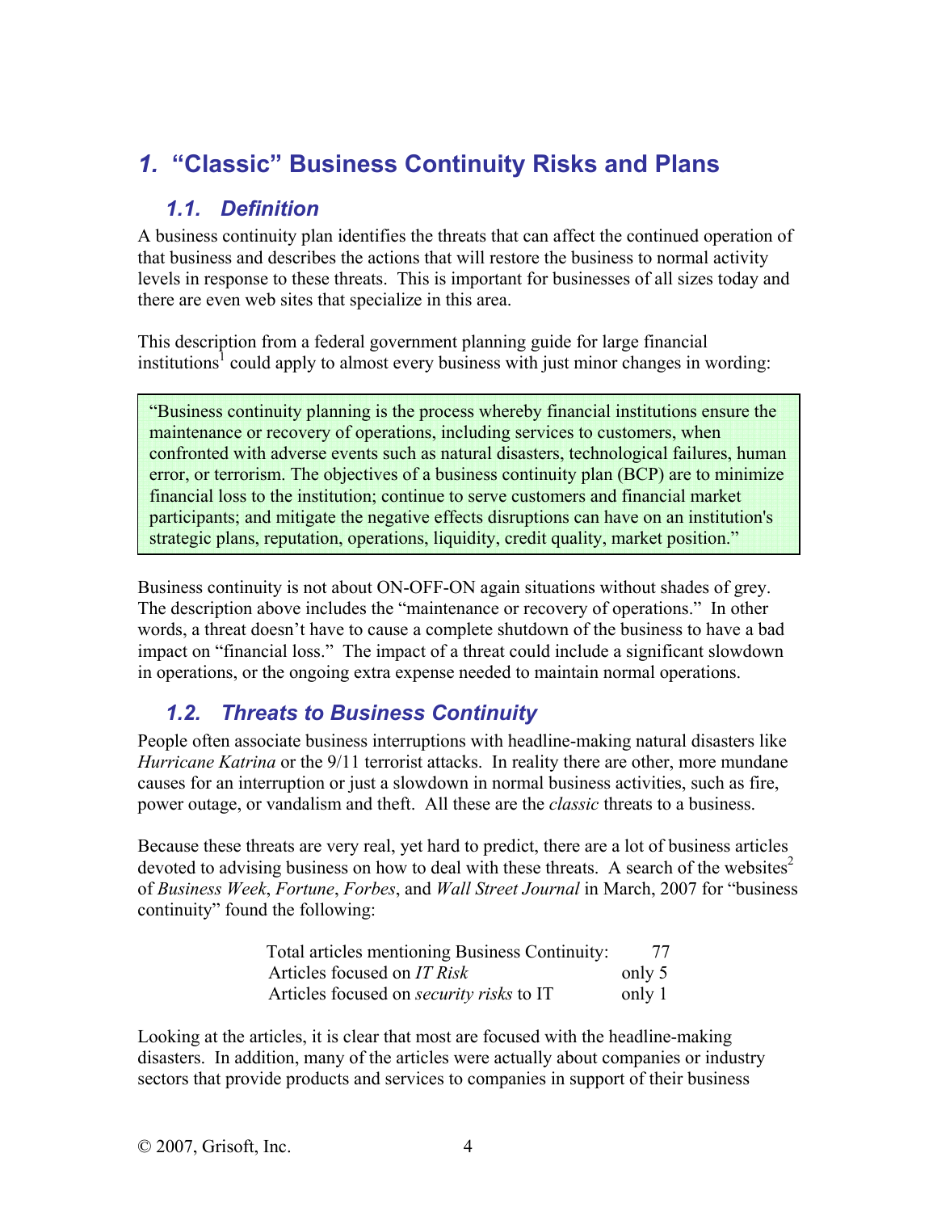# 1. "Classic" Business Continuity Risks and Plans

## 1.1. Definition

A business continuity plan identifies the threats that can affect the continued operation of that business and describes the actions that will restore the business to normal activity levels in response to these threats. This is important for businesses of all sizes today and there are even web sites that specialize in this area.

This description from a federal government planning guide for large financial institutions[1] could apply to almost every business with just minor changes in wording:

> "Business continuity planning is the process whereby financial institutions ensure the maintenance or recovery of operations, including services to customers, when confronted with adverse events such as natural disasters, technological failures, human error, or terrorism. The objectives of a business continuity plan (BCP) are to minimize financial loss to the institution; continue to serve customers and financial market participants; and mitigate the negative effects disruptions can have on an institution's strategic plans, reputation, operations, liquidity, credit quality, market position."

Business continuity is not about ON-OFF-ON again situations without shades of grey. The description above includes the "maintenance or recovery of operations." In other words, a threat doesn't have to cause a complete shutdown of the business to have a bad impact on "financial loss." The impact of a threat could include a significant slowdown in operations, or the ongoing extra expense needed to maintain normal operations.

## 1.2. Threats to Business Continuity

People often associate business interruptions with headline-making natural disasters like *Hurricane Katrina* or the 9/11 terrorist attacks. In reality there are other, more mundane causes for an interruption or just a slowdown in normal business activities, such as fire, power outage, or vandalism and theft. All these are the *classic* threats to a business.

Because these threats are very real, yet hard to predict, there are a lot of business articles devoted to advising business on how to deal with these threats. A search of the websites[2] of *Business Week*, *Fortune*, *Forbes*, and *Wall Street Journal* in March, 2007 for "business continuity" found the following:

| | |
|---|---|
| Total articles mentioning Business Continuity: | 77 |
| Articles focused on *IT Risk* | only 5 |
| Articles focused on *security risks* to IT | only 1 |

Looking at the articles, it is clear that most are focused with the headline-making disasters. In addition, many of the articles were actually about companies or industry sectors that provide products and services to companies in support of their business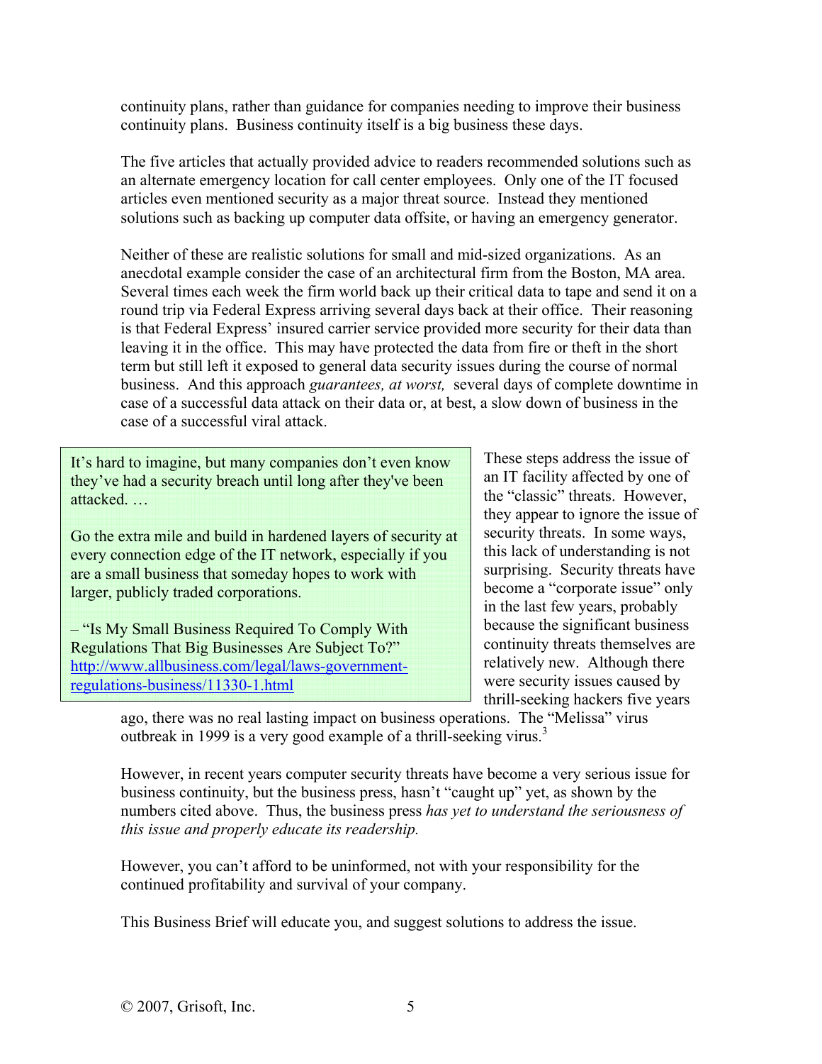continuity plans, rather than guidance for companies needing to improve their business continuity plans. Business continuity itself is a big business these days.

The five articles that actually provided advice to readers recommended solutions such as an alternate emergency location for call center employees. Only one of the IT focused articles even mentioned security as a major threat source. Instead they mentioned solutions such as backing up computer data offsite, or having an emergency generator.

Neither of these are realistic solutions for small and mid-sized organizations. As an anecdotal example consider the case of an architectural firm from the Boston, MA area. Several times each week the firm world back up their critical data to tape and send it on a round trip via Federal Express arriving several days back at their office. Their reasoning is that Federal Express' insured carrier service provided more security for their data than leaving it in the office. This may have protected the data from fire or theft in the short term but still left it exposed to general data security issues during the course of normal business. And this approach *guarantees, at worst,* several days of complete downtime in case of a successful data attack on their data or, at best, a slow down of business in the case of a successful viral attack.

> It's hard to imagine, but many companies don't even know they've had a security breach until long after they've been attacked. …
>
> Go the extra mile and build in hardened layers of security at every connection edge of the IT network, especially if you are a small business that someday hopes to work with larger, publicly traded corporations.
>
> – "Is My Small Business Required To Comply With Regulations That Big Businesses Are Subject To?" [http://www.allbusiness.com/legal/laws-government-regulations-business/11330-1.html](http://www.allbusiness.com/legal/laws-government-regulations-business/11330-1.html)

These steps address the issue of an IT facility affected by one of the "classic" threats. However, they appear to ignore the issue of security threats. In some ways, this lack of understanding is not surprising. Security threats have become a "corporate issue" only in the last few years, probably because the significant business continuity threats themselves are relatively new. Although there were security issues caused by thrill-seeking hackers five years ago, there was no real lasting impact on business operations. The "Melissa" virus outbreak in 1999 is a very good example of a thrill-seeking virus.[3]

However, in recent years computer security threats have become a very serious issue for business continuity, but the business press, hasn't "caught up" yet, as shown by the numbers cited above. Thus, the business press *has yet to understand the seriousness of this issue and properly educate its readership.*

However, you can't afford to be uninformed, not with your responsibility for the continued profitability and survival of your company.

This Business Brief will educate you, and suggest solutions to address the issue.

© 2007, Grisoft, Inc.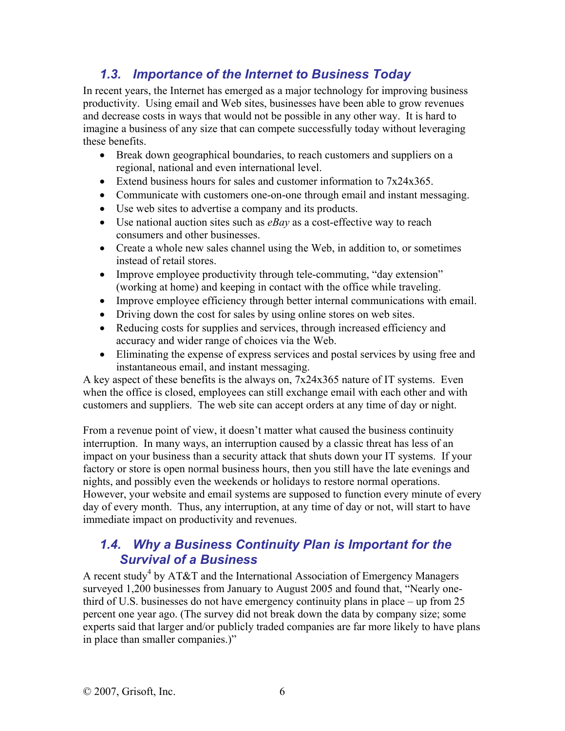## 1.3. Importance of the Internet to Business Today

In recent years, the Internet has emerged as a major technology for improving business productivity. Using email and Web sites, businesses have been able to grow revenues and decrease costs in ways that would not be possible in any other way. It is hard to imagine a business of any size that can compete successfully today without leveraging these benefits.

- Break down geographical boundaries, to reach customers and suppliers on a regional, national and even international level.
- Extend business hours for sales and customer information to 7x24x365.
- Communicate with customers one-on-one through email and instant messaging.
- Use web sites to advertise a company and its products.
- Use national auction sites such as *eBay* as a cost-effective way to reach consumers and other businesses.
- Create a whole new sales channel using the Web, in addition to, or sometimes instead of retail stores.
- Improve employee productivity through tele-commuting, "day extension" (working at home) and keeping in contact with the office while traveling.
- Improve employee efficiency through better internal communications with email.
- Driving down the cost for sales by using online stores on web sites.
- Reducing costs for supplies and services, through increased efficiency and accuracy and wider range of choices via the Web.
- Eliminating the expense of express services and postal services by using free and instantaneous email, and instant messaging.

A key aspect of these benefits is the always on, 7x24x365 nature of IT systems. Even when the office is closed, employees can still exchange email with each other and with customers and suppliers. The web site can accept orders at any time of day or night.

From a revenue point of view, it doesn't matter what caused the business continuity interruption. In many ways, an interruption caused by a classic threat has less of an impact on your business than a security attack that shuts down your IT systems. If your factory or store is open normal business hours, then you still have the late evenings and nights, and possibly even the weekends or holidays to restore normal operations. However, your website and email systems are supposed to function every minute of every day of every month. Thus, any interruption, at any time of day or not, will start to have immediate impact on productivity and revenues.

## 1.4. Why a Business Continuity Plan is Important for the Survival of a Business

A recent study[4] by AT&T and the International Association of Emergency Managers surveyed 1,200 businesses from January to August 2005 and found that, "Nearly one-third of U.S. businesses do not have emergency continuity plans in place – up from 25 percent one year ago. (The survey did not break down the data by company size; some experts said that larger and/or publicly traded companies are far more likely to have plans in place than smaller companies.)"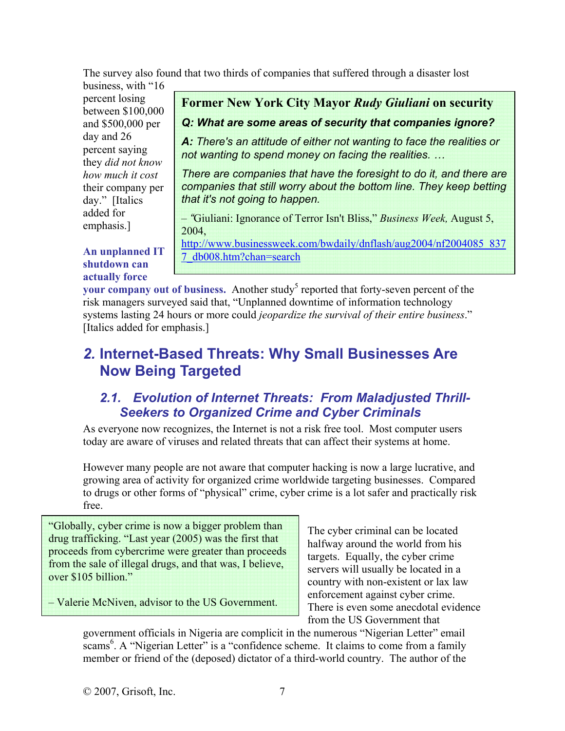The survey also found that two thirds of companies that suffered through a disaster lost business, with "16 percent losing between $100,000 and $500,000 per day and 26 percent saying they *did not know how much it cost* their company per day." [Italics added for emphasis.]

> **Former New York City Mayor *Rudy Giuliani* on security**
>
> ***Q: What are some areas of security that companies ignore?***
>
> ***A:*** *There's an attitude of either not wanting to face the realities or not wanting to spend money on facing the realities. …*
>
> *There are companies that have the foresight to do it, and there are companies that still worry about the bottom line. They keep betting that it's not going to happen.*
>
> – "Giuliani: Ignorance of Terror Isn't Bliss," *Business Week,* August 5, 2004, http://www.businessweek.com/bwdaily/dnflash/aug2004/nf2004085_8377_db008.htm?chan=search

**An unplanned IT shutdown can actually force your company out of business.** Another study[5] reported that forty-seven percent of the risk managers surveyed said that, "Unplanned downtime of information technology systems lasting 24 hours or more could *jeopardize the survival of their entire business*." [Italics added for emphasis.]

## *2.* Internet-Based Threats: Why Small Businesses Are Now Being Targeted

### *2.1. Evolution of Internet Threats: From Maladjusted Thrill-Seekers to Organized Crime and Cyber Criminals*

As everyone now recognizes, the Internet is not a risk free tool. Most computer users today are aware of viruses and related threats that can affect their systems at home.

However many people are not aware that computer hacking is now a large lucrative, and growing area of activity for organized crime worldwide targeting businesses. Compared to drugs or other forms of "physical" crime, cyber crime is a lot safer and practically risk free.

> "Globally, cyber crime is now a bigger problem than drug trafficking. "Last year (2005) was the first that proceeds from cybercrime were greater than proceeds from the sale of illegal drugs, and that was, I believe, over $105 billion."
>
> – Valerie McNiven, advisor to the US Government.

The cyber criminal can be located halfway around the world from his targets. Equally, the cyber crime servers will usually be located in a country with non-existent or lax law enforcement against cyber crime. There is even some anecdotal evidence from the US Government that government officials in Nigeria are complicit in the numerous "Nigerian Letter" email scams[6]. A "Nigerian Letter" is a "confidence scheme. It claims to come from a family member or friend of the (deposed) dictator of a third-world country. The author of the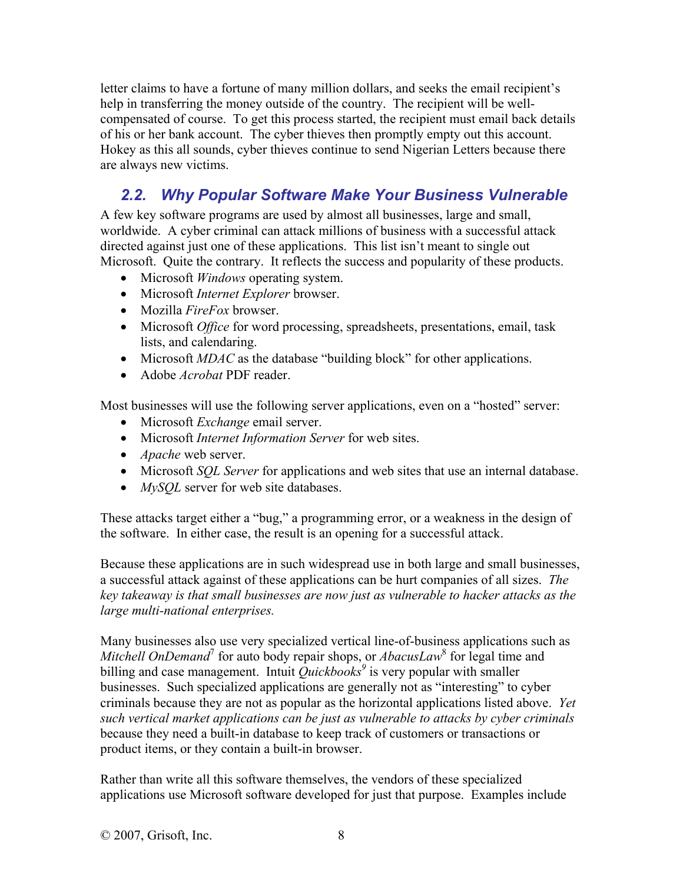letter claims to have a fortune of many million dollars, and seeks the email recipient's help in transferring the money outside of the country. The recipient will be well-compensated of course. To get this process started, the recipient must email back details of his or her bank account. The cyber thieves then promptly empty out this account. Hokey as this all sounds, cyber thieves continue to send Nigerian Letters because there are always new victims.

## 2.2. Why Popular Software Make Your Business Vulnerable

A few key software programs are used by almost all businesses, large and small, worldwide. A cyber criminal can attack millions of business with a successful attack directed against just one of these applications. This list isn't meant to single out Microsoft. Quite the contrary. It reflects the success and popularity of these products.

- Microsoft *Windows* operating system.
- Microsoft *Internet Explorer* browser.
- Mozilla *FireFox* browser.
- Microsoft *Office* for word processing, spreadsheets, presentations, email, task lists, and calendaring.
- Microsoft *MDAC* as the database "building block" for other applications.
- Adobe *Acrobat* PDF reader.

Most businesses will use the following server applications, even on a "hosted" server:

- Microsoft *Exchange* email server.
- Microsoft *Internet Information Server* for web sites.
- *Apache* web server.
- Microsoft *SQL Server* for applications and web sites that use an internal database.
- *MySQL* server for web site databases.

These attacks target either a "bug," a programming error, or a weakness in the design of the software. In either case, the result is an opening for a successful attack.

Because these applications are in such widespread use in both large and small businesses, a successful attack against of these applications can be hurt companies of all sizes. *The key takeaway is that small businesses are now just as vulnerable to hacker attacks as the large multi-national enterprises.*

Many businesses also use very specialized vertical line-of-business applications such as *Mitchell OnDemand*[7] for auto body repair shops, or *AbacusLaw*[8] for legal time and billing and case management. Intuit *Quickbooks*[9] is very popular with smaller businesses. Such specialized applications are generally not as "interesting" to cyber criminals because they are not as popular as the horizontal applications listed above. *Yet such vertical market applications can be just as vulnerable to attacks by cyber criminals* because they need a built-in database to keep track of customers or transactions or product items, or they contain a built-in browser.

Rather than write all this software themselves, the vendors of these specialized applications use Microsoft software developed for just that purpose. Examples include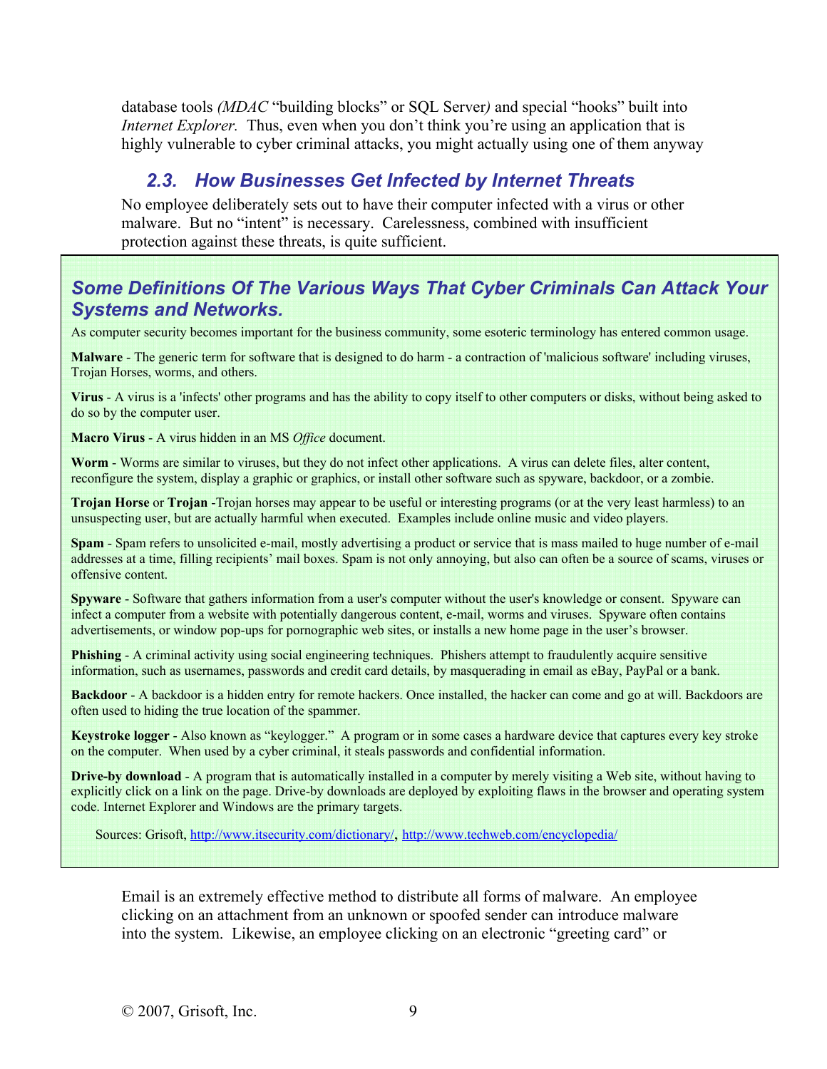database tools *(MDAC* "building blocks" or SQL Server*)* and special "hooks" built into *Internet Explorer.* Thus, even when you don't think you're using an application that is highly vulnerable to cyber criminal attacks, you might actually using one of them anyway

## 2.3. How Businesses Get Infected by Internet Threats

No employee deliberately sets out to have their computer infected with a virus or other malware. But no "intent" is necessary. Carelessness, combined with insufficient protection against these threats, is quite sufficient.

### *Some Definitions Of The Various Ways That Cyber Criminals Can Attack Your Systems and Networks.*

As computer security becomes important for the business community, some esoteric terminology has entered common usage.

**Malware** - The generic term for software that is designed to do harm - a contraction of 'malicious software' including viruses, Trojan Horses, worms, and others.

**Virus** - A virus is a 'infects' other programs and has the ability to copy itself to other computers or disks, without being asked to do so by the computer user.

**Macro Virus** - A virus hidden in an MS *Office* document.

**Worm** - Worms are similar to viruses, but they do not infect other applications. A virus can delete files, alter content, reconfigure the system, display a graphic or graphics, or install other software such as spyware, backdoor, or a zombie.

**Trojan Horse** or **Trojan** -Trojan horses may appear to be useful or interesting programs (or at the very least harmless) to an unsuspecting user, but are actually harmful when executed. Examples include online music and video players.

**Spam** - Spam refers to unsolicited e-mail, mostly advertising a product or service that is mass mailed to huge number of e-mail addresses at a time, filling recipients' mail boxes. Spam is not only annoying, but also can often be a source of scams, viruses or offensive content.

**Spyware** - Software that gathers information from a user's computer without the user's knowledge or consent. Spyware can infect a computer from a website with potentially dangerous content, e-mail, worms and viruses. Spyware often contains advertisements, or window pop-ups for pornographic web sites, or installs a new home page in the user's browser.

**Phishing** - A criminal activity using social engineering techniques. Phishers attempt to fraudulently acquire sensitive information, such as usernames, passwords and credit card details, by masquerading in email as eBay, PayPal or a bank.

**Backdoor** - A backdoor is a hidden entry for remote hackers. Once installed, the hacker can come and go at will. Backdoors are often used to hiding the true location of the spammer.

**Keystroke logger** - Also known as "keylogger." A program or in some cases a hardware device that captures every key stroke on the computer. When used by a cyber criminal, it steals passwords and confidential information.

**Drive-by download** - A program that is automatically installed in a computer by merely visiting a Web site, without having to explicitly click on a link on the page. Drive-by downloads are deployed by exploiting flaws in the browser and operating system code. Internet Explorer and Windows are the primary targets.

Sources: Grisoft, http://www.itsecurity.com/dictionary/, http://www.techweb.com/encyclopedia/

Email is an extremely effective method to distribute all forms of malware. An employee clicking on an attachment from an unknown or spoofed sender can introduce malware into the system. Likewise, an employee clicking on an electronic "greeting card" or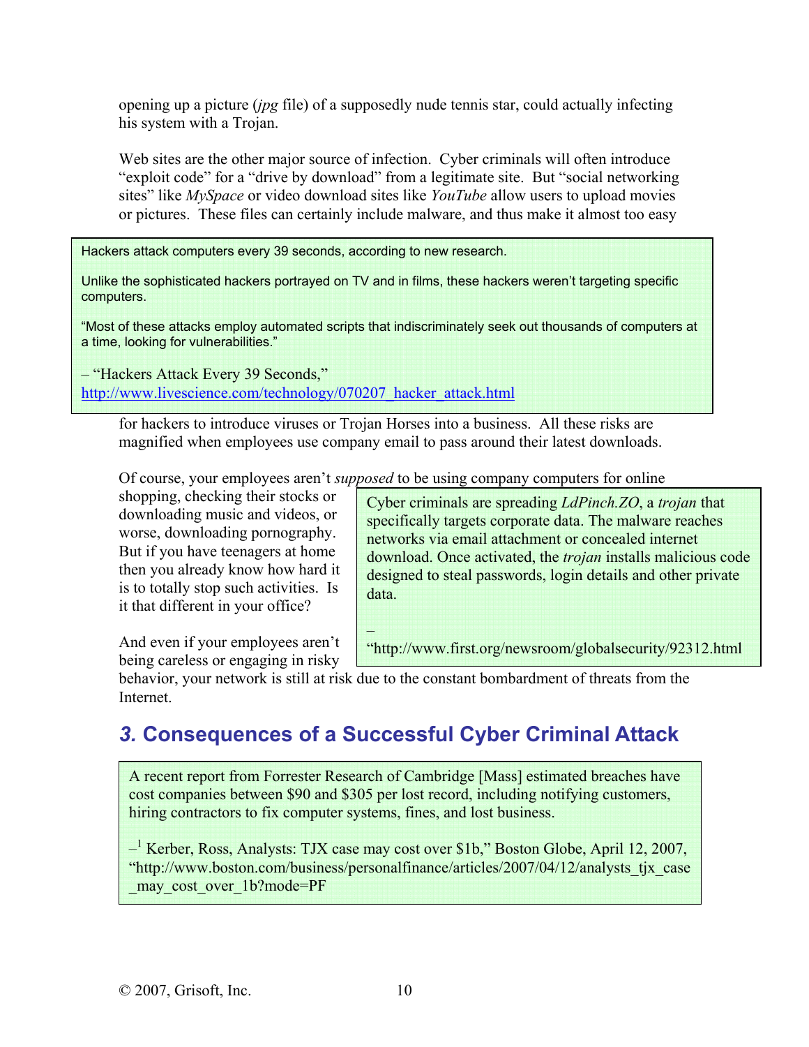opening up a picture (*jpg* file) of a supposedly nude tennis star, could actually infecting his system with a Trojan.

Web sites are the other major source of infection. Cyber criminals will often introduce "exploit code" for a "drive by download" from a legitimate site. But "social networking sites" like *MySpace* or video download sites like *YouTube* allow users to upload movies or pictures. These files can certainly include malware, and thus make it almost too easy for hackers to introduce viruses or Trojan Horses into a business. All these risks are magnified when employees use company email to pass around their latest downloads.

> Hackers attack computers every 39 seconds, according to new research.
>
> Unlike the sophisticated hackers portrayed on TV and in films, these hackers weren't targeting specific computers.
>
> "Most of these attacks employ automated scripts that indiscriminately seek out thousands of computers at a time, looking for vulnerabilities."
>
> – "Hackers Attack Every 39 Seconds," http://www.livescience.com/technology/070207_hacker_attack.html

Of course, your employees aren't *supposed* to be using company computers for online shopping, checking their stocks or downloading music and videos, or worse, downloading pornography. But if you have teenagers at home then you already know how hard it is to totally stop such activities. Is it that different in your office?

And even if your employees aren't being careless or engaging in risky behavior, your network is still at risk due to the constant bombardment of threats from the Internet.

> Cyber criminals are spreading *LdPinch.ZO*, a *trojan* that specifically targets corporate data. The malware reaches networks via email attachment or concealed internet download. Once activated, the *trojan* installs malicious code designed to steal passwords, login details and other private data.
>
> – "http://www.first.org/newsroom/globalsecurity/92312.html

## *3.* Consequences of a Successful Cyber Criminal Attack

> A recent report from Forrester Research of Cambridge [Mass] estimated breaches have cost companies between $90 and $305 per lost record, including notifying customers, hiring contractors to fix computer systems, fines, and lost business.
>
> –[1] Kerber, Ross, Analysts: TJX case may cost over $1b," Boston Globe, April 12, 2007, "http://www.boston.com/business/personalfinance/articles/2007/04/12/analysts_tjx_case_may_cost_over_1b?mode=PF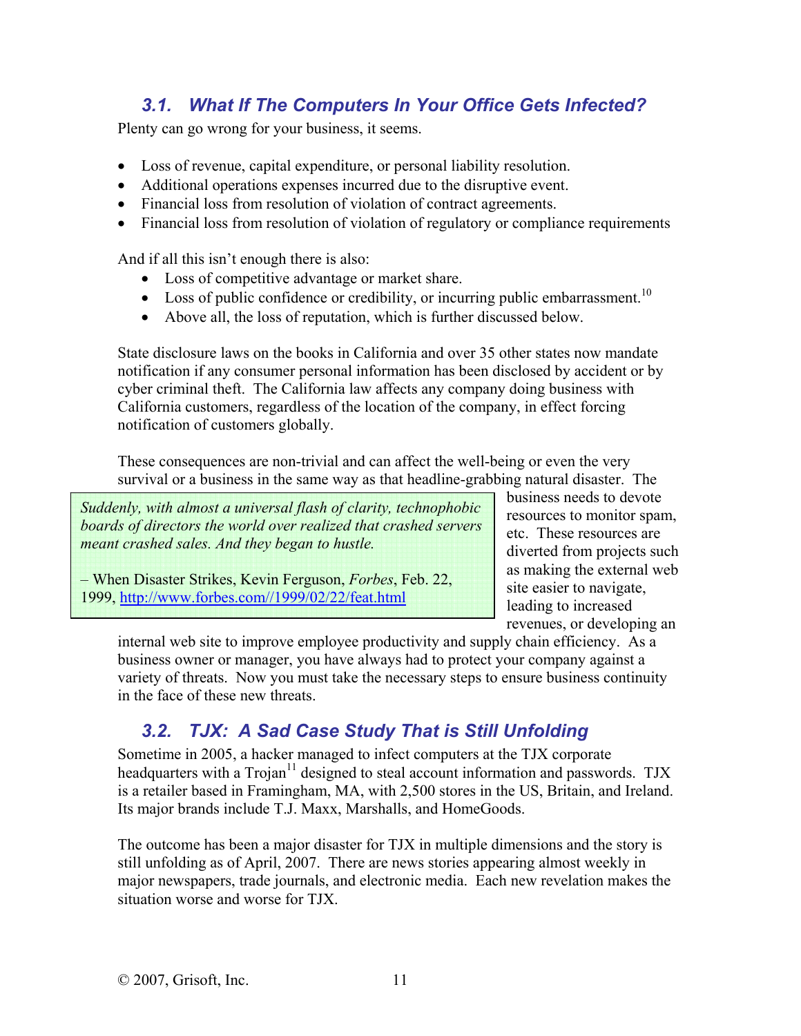## 3.1. What If The Computers In Your Office Gets Infected?

Plenty can go wrong for your business, it seems.

- Loss of revenue, capital expenditure, or personal liability resolution.
- Additional operations expenses incurred due to the disruptive event.
- Financial loss from resolution of violation of contract agreements.
- Financial loss from resolution of violation of regulatory or compliance requirements

And if all this isn't enough there is also:

- Loss of competitive advantage or market share.
- Loss of public confidence or credibility, or incurring public embarrassment.[10]
- Above all, the loss of reputation, which is further discussed below.

State disclosure laws on the books in California and over 35 other states now mandate notification if any consumer personal information has been disclosed by accident or by cyber criminal theft. The California law affects any company doing business with California customers, regardless of the location of the company, in effect forcing notification of customers globally.

These consequences are non-trivial and can affect the well-being or even the very survival or a business in the same way as that headline-grabbing natural disaster. The business needs to devote resources to monitor spam, etc. These resources are diverted from projects such as making the external web site easier to navigate, leading to increased revenues, or developing an internal web site to improve employee productivity and supply chain efficiency. As a business owner or manager, you have always had to protect your company against a variety of threats. Now you must take the necessary steps to ensure business continuity in the face of these new threats.

> *Suddenly, with almost a universal flash of clarity, technophobic boards of directors the world over realized that crashed servers meant crashed sales. And they began to hustle.*
>
> – When Disaster Strikes, Kevin Ferguson, *Forbes*, Feb. 22, 1999, http://www.forbes.com//1999/02/22/feat.html

## 3.2. TJX: A Sad Case Study That is Still Unfolding

Sometime in 2005, a hacker managed to infect computers at the TJX corporate headquarters with a Trojan[11] designed to steal account information and passwords. TJX is a retailer based in Framingham, MA, with 2,500 stores in the US, Britain, and Ireland. Its major brands include T.J. Maxx, Marshalls, and HomeGoods.

The outcome has been a major disaster for TJX in multiple dimensions and the story is still unfolding as of April, 2007. There are news stories appearing almost weekly in major newspapers, trade journals, and electronic media. Each new revelation makes the situation worse and worse for TJX.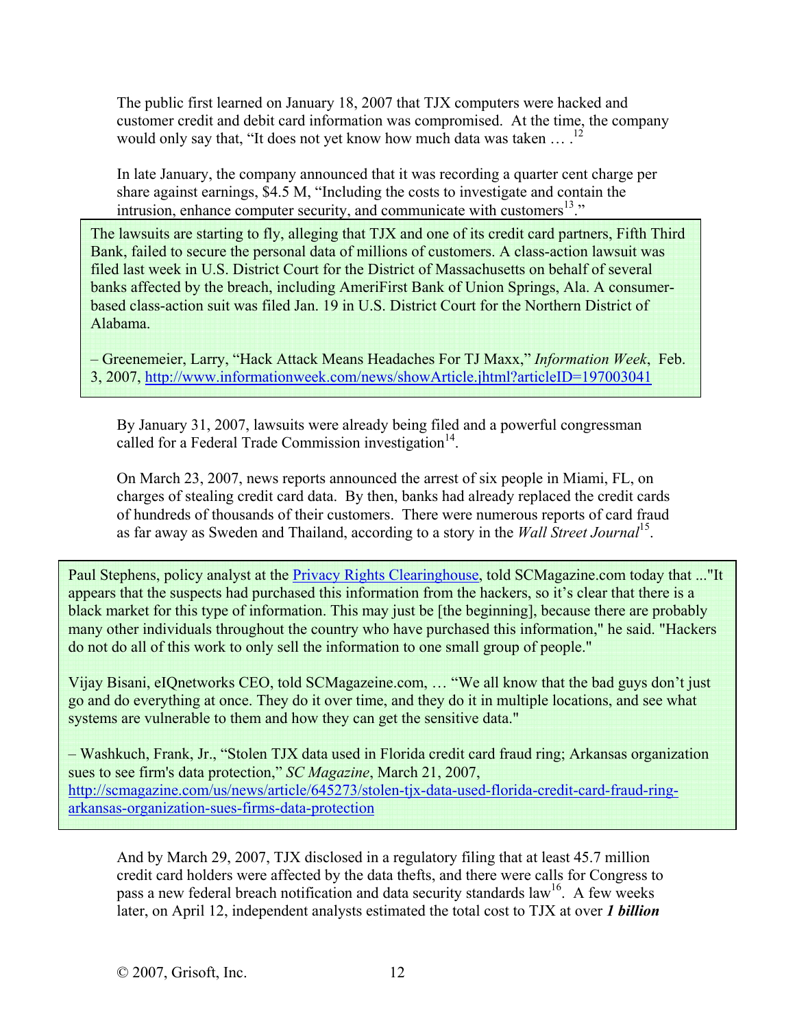The public first learned on January 18, 2007 that TJX computers were hacked and customer credit and debit card information was compromised. At the time, the company would only say that, "It does not yet know how much data was taken … .[12]

In late January, the company announced that it was recording a quarter cent charge per share against earnings, $4.5 M, "Including the costs to investigate and contain the intrusion, enhance computer security, and communicate with customers[13]."

> The lawsuits are starting to fly, alleging that TJX and one of its credit card partners, Fifth Third Bank, failed to secure the personal data of millions of customers. A class-action lawsuit was filed last week in U.S. District Court for the District of Massachusetts on behalf of several banks affected by the breach, including AmeriFirst Bank of Union Springs, Ala. A consumer-based class-action suit was filed Jan. 19 in U.S. District Court for the Northern District of Alabama.
>
> – Greenemeier, Larry, "Hack Attack Means Headaches For TJ Maxx," *Information Week*, Feb. 3, 2007, http://www.informationweek.com/news/showArticle.jhtml?articleID=197003041

By January 31, 2007, lawsuits were already being filed and a powerful congressman called for a Federal Trade Commission investigation[14].

On March 23, 2007, news reports announced the arrest of six people in Miami, FL, on charges of stealing credit card data. By then, banks had already replaced the credit cards of hundreds of thousands of their customers. There were numerous reports of card fraud as far away as Sweden and Thailand, according to a story in the *Wall Street Journal*[15].

> Paul Stephens, policy analyst at the Privacy Rights Clearinghouse, told SCMagazine.com today that ..."It appears that the suspects had purchased this information from the hackers, so it's clear that there is a black market for this type of information. This may just be [the beginning], because there are probably many other individuals throughout the country who have purchased this information," he said. "Hackers do not do all of this work to only sell the information to one small group of people."
>
> Vijay Bisani, eIQnetworks CEO, told SCMagazeine.com, … "We all know that the bad guys don't just go and do everything at once. They do it over time, and they do it in multiple locations, and see what systems are vulnerable to them and how they can get the sensitive data."
>
> – Washkuch, Frank, Jr., "Stolen TJX data used in Florida credit card fraud ring; Arkansas organization sues to see firm's data protection," *SC Magazine*, March 21, 2007, http://scmagazine.com/us/news/article/645273/stolen-tjx-data-used-florida-credit-card-fraud-ring-arkansas-organization-sues-firms-data-protection

And by March 29, 2007, TJX disclosed in a regulatory filing that at least 45.7 million credit card holders were affected by the data thefts, and there were calls for Congress to pass a new federal breach notification and data security standards law[16]. A few weeks later, on April 12, independent analysts estimated the total cost to TJX at over ***1 billion***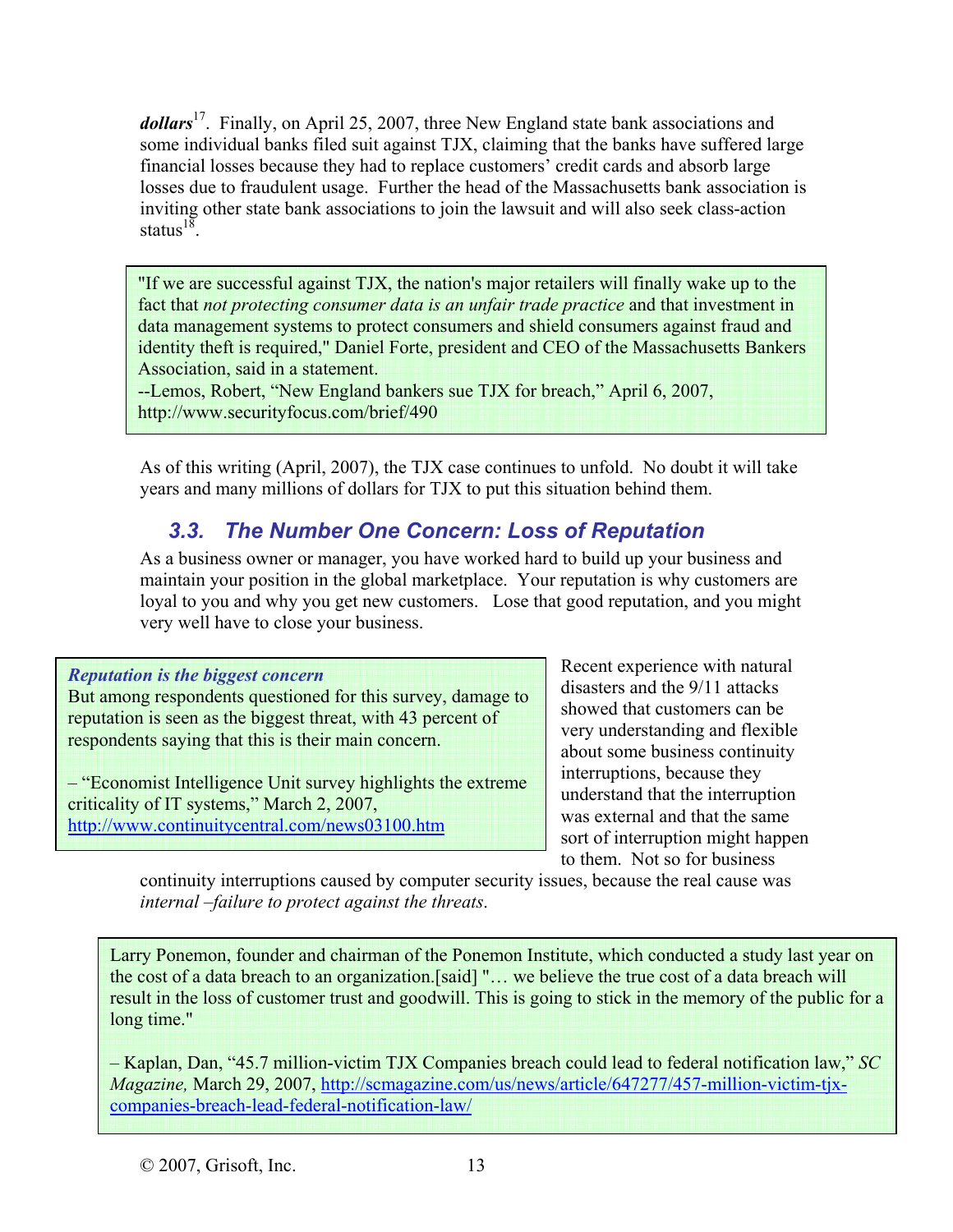***dollars***[17]. Finally, on April 25, 2007, three New England state bank associations and some individual banks filed suit against TJX, claiming that the banks have suffered large financial losses because they had to replace customers' credit cards and absorb large losses due to fraudulent usage. Further the head of the Massachusetts bank association is inviting other state bank associations to join the lawsuit and will also seek class-action status[18].

> "If we are successful against TJX, the nation's major retailers will finally wake up to the fact that *not protecting consumer data is an unfair trade practice* and that investment in data management systems to protect consumers and shield consumers against fraud and identity theft is required," Daniel Forte, president and CEO of the Massachusetts Bankers Association, said in a statement.
> --Lemos, Robert, "New England bankers sue TJX for breach," April 6, 2007, http://www.securityfocus.com/brief/490

As of this writing (April, 2007), the TJX case continues to unfold. No doubt it will take years and many millions of dollars for TJX to put this situation behind them.

## 3.3. The Number One Concern: Loss of Reputation

As a business owner or manager, you have worked hard to build up your business and maintain your position in the global marketplace. Your reputation is why customers are loyal to you and why you get new customers. Lose that good reputation, and you might very well have to close your business.

> ***Reputation is the biggest concern***
> But among respondents questioned for this survey, damage to reputation is seen as the biggest threat, with 43 percent of respondents saying that this is their main concern.
>
> – "Economist Intelligence Unit survey highlights the extreme criticality of IT systems," March 2, 2007, http://www.continuitycentral.com/news03100.htm

Recent experience with natural disasters and the 9/11 attacks showed that customers can be very understanding and flexible about some business continuity interruptions, because they understand that the interruption was external and that the same sort of interruption might happen to them. Not so for business continuity interruptions caused by computer security issues, because the real cause was *internal –failure to protect against the threats*.

> Larry Ponemon, founder and chairman of the Ponemon Institute, which conducted a study last year on the cost of a data breach to an organization.[said] "… we believe the true cost of a data breach will result in the loss of customer trust and goodwill. This is going to stick in the memory of the public for a long time."
>
> – Kaplan, Dan, "45.7 million-victim TJX Companies breach could lead to federal notification law," *SC Magazine,* March 29, 2007, http://scmagazine.com/us/news/article/647277/457-million-victim-tjx-companies-breach-lead-federal-notification-law/

© 2007, Grisoft, Inc.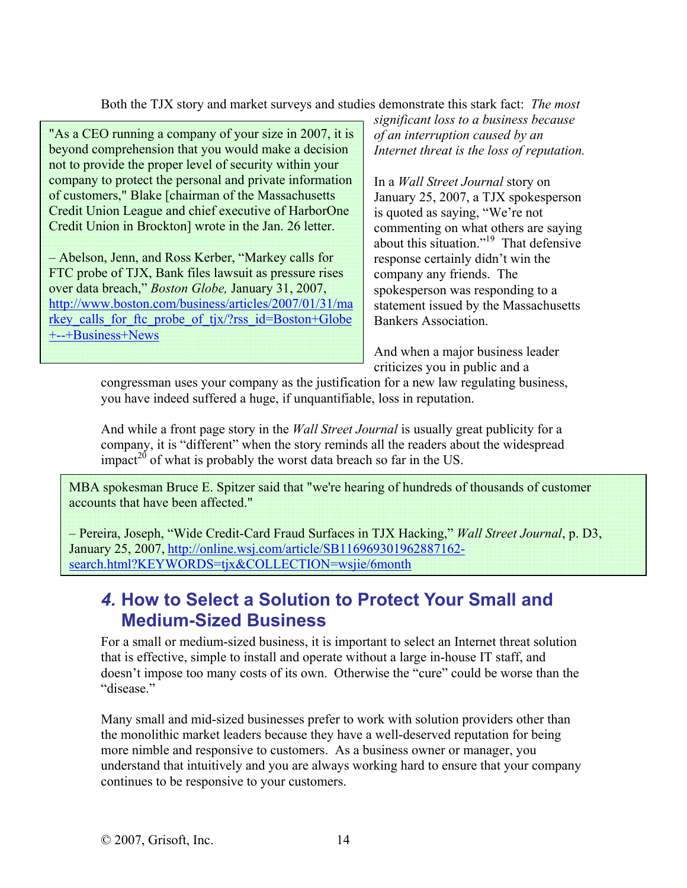Both the TJX story and market surveys and studies demonstrate this stark fact: *The most significant loss to a business because of an interruption caused by an Internet threat is the loss of reputation.*

> "As a CEO running a company of your size in 2007, it is beyond comprehension that you would make a decision not to provide the proper level of security within your company to protect the personal and private information of customers," Blake [chairman of the Massachusetts Credit Union League and chief executive of HarborOne Credit Union in Brockton] wrote in the Jan. 26 letter.
>
> – Abelson, Jenn, and Ross Kerber, "Markey calls for FTC probe of TJX, Bank files lawsuit as pressure rises over data breach," *Boston Globe,* January 31, 2007, http://www.boston.com/business/articles/2007/01/31/markey_calls_for_ftc_probe_of_tjx/?rss_id=Boston+Globe+--+Business+News

In a *Wall Street Journal* story on January 25, 2007, a TJX spokesperson is quoted as saying, "We're not commenting on what others are saying about this situation."[19] That defensive response certainly didn't win the company any friends. The spokesperson was responding to a statement issued by the Massachusetts Bankers Association.

And when a major business leader criticizes you in public and a congressman uses your company as the justification for a new law regulating business, you have indeed suffered a huge, if unquantifiable, loss in reputation.

And while a front page story in the *Wall Street Journal* is usually great publicity for a company, it is "different" when the story reminds all the readers about the widespread impact[20] of what is probably the worst data breach so far in the US.

> MBA spokesman Bruce E. Spitzer said that "we're hearing of hundreds of thousands of customer accounts that have been affected."
>
> – Pereira, Joseph, "Wide Credit-Card Fraud Surfaces in TJX Hacking," *Wall Street Journal*, p. D3, January 25, 2007, http://online.wsj.com/article/SB116969301962887162-search.html?KEYWORDS=tjx&COLLECTION=wsjie/6month

## *4.* How to Select a Solution to Protect Your Small and Medium-Sized Business

For a small or medium-sized business, it is important to select an Internet threat solution that is effective, simple to install and operate without a large in-house IT staff, and doesn't impose too many costs of its own. Otherwise the "cure" could be worse than the "disease."

Many small and mid-sized businesses prefer to work with solution providers other than the monolithic market leaders because they have a well-deserved reputation for being more nimble and responsive to customers. As a business owner or manager, you understand that intuitively and you are always working hard to ensure that your company continues to be responsive to your customers.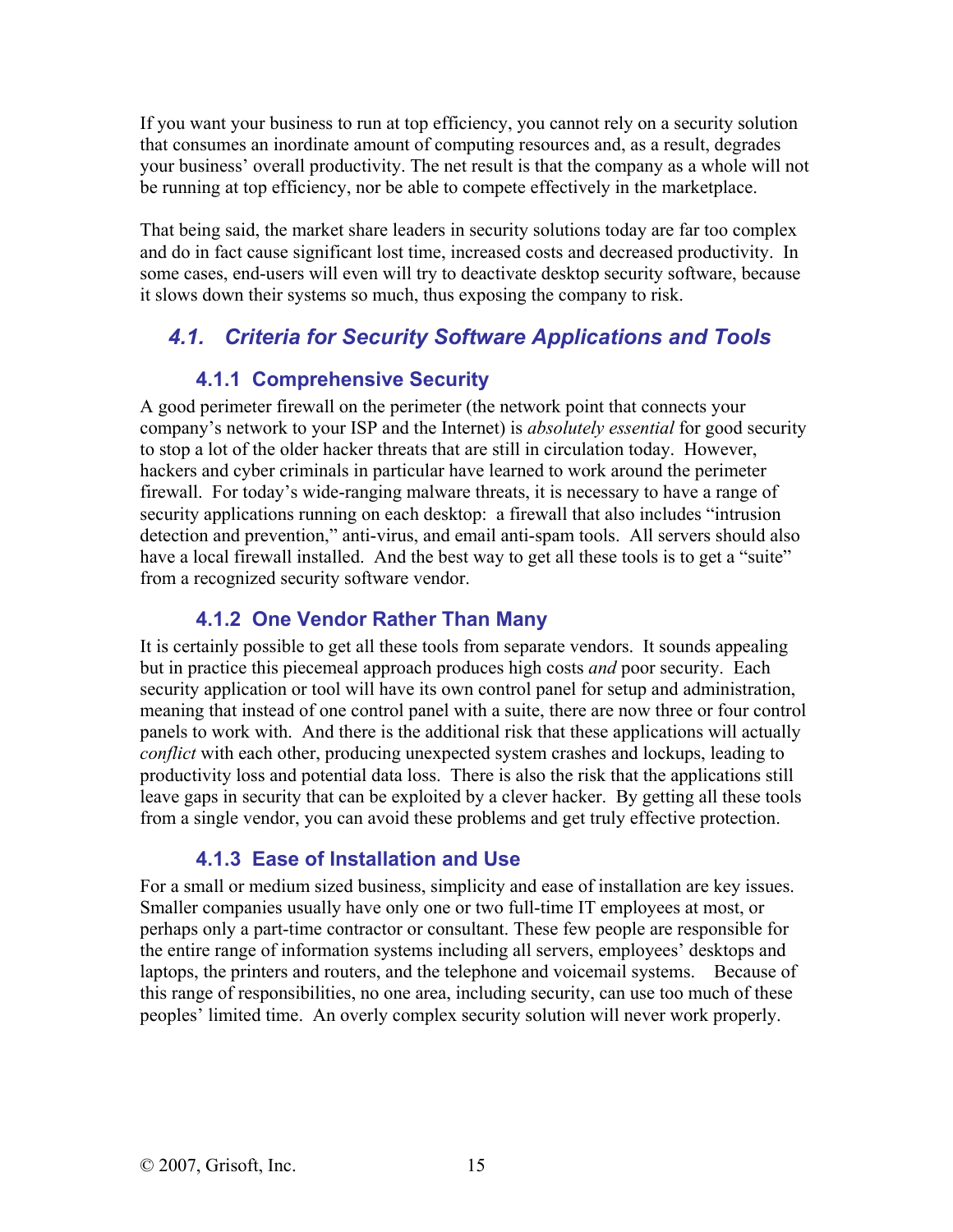If you want your business to run at top efficiency, you cannot rely on a security solution that consumes an inordinate amount of computing resources and, as a result, degrades your business' overall productivity. The net result is that the company as a whole will not be running at top efficiency, nor be able to compete effectively in the marketplace.

That being said, the market share leaders in security solutions today are far too complex and do in fact cause significant lost time, increased costs and decreased productivity. In some cases, end-users will even will try to deactivate desktop security software, because it slows down their systems so much, thus exposing the company to risk.

## *4.1. Criteria for Security Software Applications and Tools*

### 4.1.1 Comprehensive Security

A good perimeter firewall on the perimeter (the network point that connects your company's network to your ISP and the Internet) is *absolutely essential* for good security to stop a lot of the older hacker threats that are still in circulation today. However, hackers and cyber criminals in particular have learned to work around the perimeter firewall. For today's wide-ranging malware threats, it is necessary to have a range of security applications running on each desktop: a firewall that also includes "intrusion detection and prevention," anti-virus, and email anti-spam tools. All servers should also have a local firewall installed. And the best way to get all these tools is to get a "suite" from a recognized security software vendor.

### 4.1.2 One Vendor Rather Than Many

It is certainly possible to get all these tools from separate vendors. It sounds appealing but in practice this piecemeal approach produces high costs *and* poor security. Each security application or tool will have its own control panel for setup and administration, meaning that instead of one control panel with a suite, there are now three or four control panels to work with. And there is the additional risk that these applications will actually *conflict* with each other, producing unexpected system crashes and lockups, leading to productivity loss and potential data loss. There is also the risk that the applications still leave gaps in security that can be exploited by a clever hacker. By getting all these tools from a single vendor, you can avoid these problems and get truly effective protection.

### 4.1.3 Ease of Installation and Use

For a small or medium sized business, simplicity and ease of installation are key issues. Smaller companies usually have only one or two full-time IT employees at most, or perhaps only a part-time contractor or consultant. These few people are responsible for the entire range of information systems including all servers, employees' desktops and laptops, the printers and routers, and the telephone and voicemail systems. Because of this range of responsibilities, no one area, including security, can use too much of these peoples' limited time. An overly complex security solution will never work properly.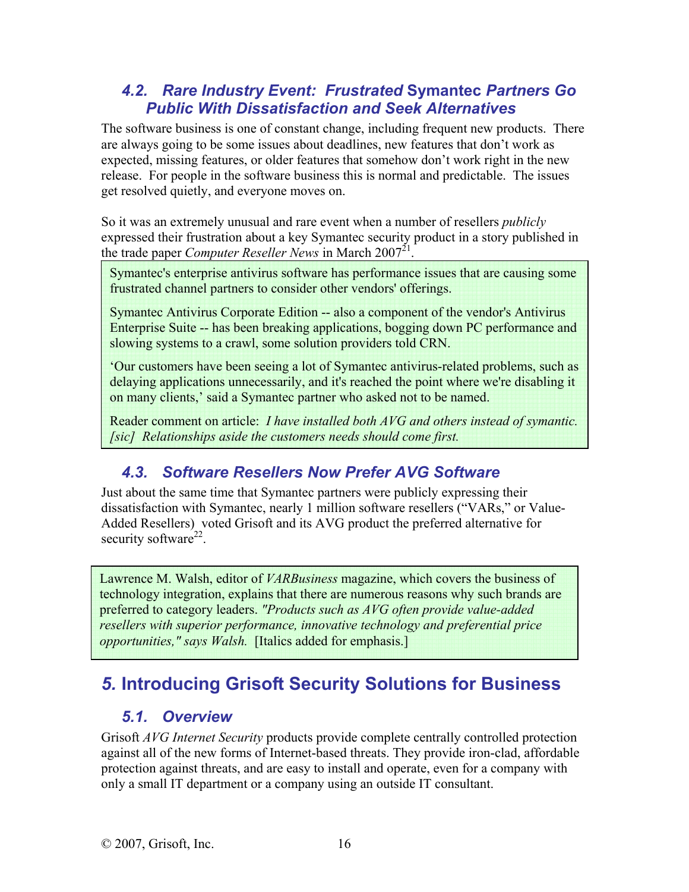### 4.2. Rare Industry Event: Frustrated Symantec Partners Go Public With Dissatisfaction and Seek Alternatives

The software business is one of constant change, including frequent new products. There are always going to be some issues about deadlines, new features that don't work as expected, missing features, or older features that somehow don't work right in the new release. For people in the software business this is normal and predictable. The issues get resolved quietly, and everyone moves on.

So it was an extremely unusual and rare event when a number of resellers *publicly* expressed their frustration about a key Symantec security product in a story published in the trade paper *Computer Reseller News* in March 2007[21].

> Symantec's enterprise antivirus software has performance issues that are causing some frustrated channel partners to consider other vendors' offerings.
>
> Symantec Antivirus Corporate Edition -- also a component of the vendor's Antivirus Enterprise Suite -- has been breaking applications, bogging down PC performance and slowing systems to a crawl, some solution providers told CRN.
>
> 'Our customers have been seeing a lot of Symantec antivirus-related problems, such as delaying applications unnecessarily, and it's reached the point where we're disabling it on many clients,' said a Symantec partner who asked not to be named.
>
> Reader comment on article: *I have installed both AVG and others instead of symantic. [sic] Relationships aside the customers needs should come first.*

### 4.3. Software Resellers Now Prefer AVG Software

Just about the same time that Symantec partners were publicly expressing their dissatisfaction with Symantec, nearly 1 million software resellers ("VARs," or Value-Added Resellers) voted Grisoft and its AVG product the preferred alternative for security software[22].

> Lawrence M. Walsh, editor of *VARBusiness* magazine, which covers the business of technology integration, explains that there are numerous reasons why such brands are preferred to category leaders. *"Products such as AVG often provide value-added resellers with superior performance, innovative technology and preferential price opportunities," says Walsh.* [Italics added for emphasis.]

## 5. Introducing Grisoft Security Solutions for Business

### 5.1. Overview

Grisoft *AVG Internet Security* products provide complete centrally controlled protection against all of the new forms of Internet-based threats. They provide iron-clad, affordable protection against threats, and are easy to install and operate, even for a company with only a small IT department or a company using an outside IT consultant.

© 2007, Grisoft, Inc.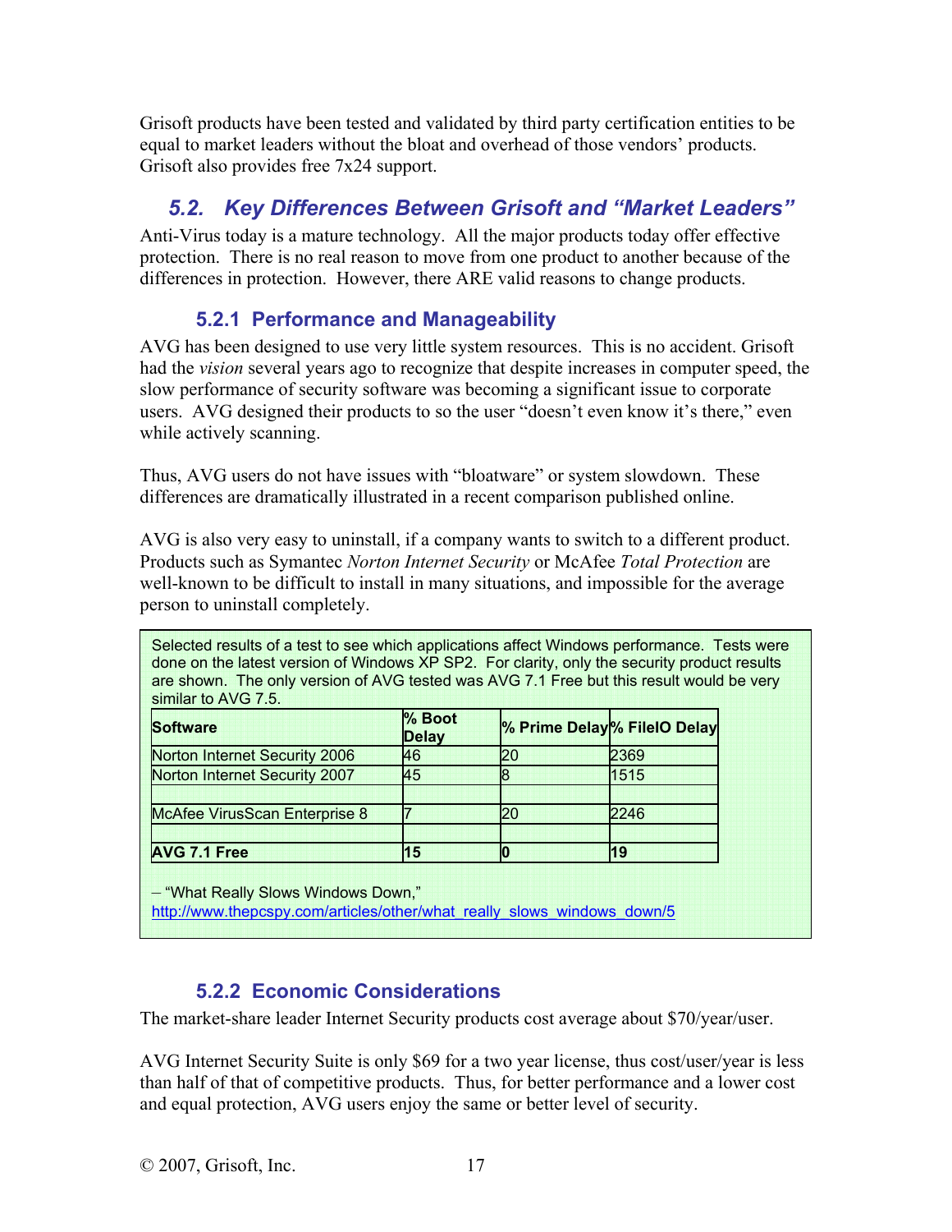Grisoft products have been tested and validated by third party certification entities to be equal to market leaders without the bloat and overhead of those vendors' products. Grisoft also provides free 7x24 support.

## *5.2. Key Differences Between Grisoft and "Market Leaders"*

Anti-Virus today is a mature technology. All the major products today offer effective protection. There is no real reason to move from one product to another because of the differences in protection. However, there ARE valid reasons to change products.

### 5.2.1 Performance and Manageability

AVG has been designed to use very little system resources. This is no accident. Grisoft had the *vision* several years ago to recognize that despite increases in computer speed, the slow performance of security software was becoming a significant issue to corporate users. AVG designed their products to so the user "doesn't even know it's there," even while actively scanning.

Thus, AVG users do not have issues with "bloatware" or system slowdown. These differences are dramatically illustrated in a recent comparison published online.

AVG is also very easy to uninstall, if a company wants to switch to a different product. Products such as Symantec *Norton Internet Security* or McAfee *Total Protection* are well-known to be difficult to install in many situations, and impossible for the average person to uninstall completely.

Selected results of a test to see which applications affect Windows performance. Tests were done on the latest version of Windows XP SP2. For clarity, only the security product results are shown. The only version of AVG tested was AVG 7.1 Free but this result would be very similar to AVG 7.5.

| Software | % Boot Delay | % Prime Delay | % FileIO Delay |
|---|---|---|---|
| Norton Internet Security 2006 | 46 | 20 | 2369 |
| Norton Internet Security 2007 | 45 | 8 | 1515 |
| | | | |
| McAfee VirusScan Enterprise 8 | 7 | 20 | 2246 |
| | | | |
| **AVG 7.1 Free** | **15** | **0** | **19** |

– "What Really Slows Windows Down,"
http://www.thepcspy.com/articles/other/what_really_slows_windows_down/5

### 5.2.2 Economic Considerations

The market-share leader Internet Security products cost average about $70/year/user.

AVG Internet Security Suite is only $69 for a two year license, thus cost/user/year is less than half of that of competitive products. Thus, for better performance and a lower cost and equal protection, AVG users enjoy the same or better level of security.

© 2007, Grisoft, Inc.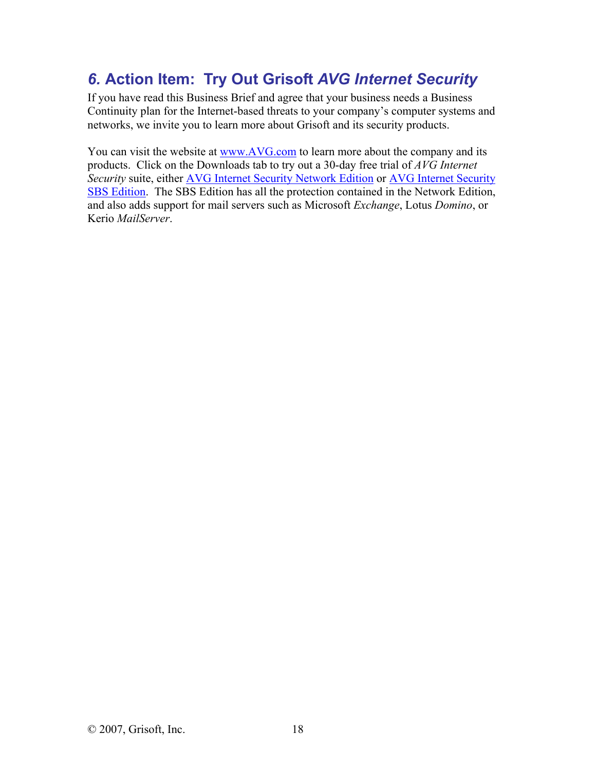## *6.* Action Item: Try Out Grisoft *AVG Internet Security*

If you have read this Business Brief and agree that your business needs a Business Continuity plan for the Internet-based threats to your company's computer systems and networks, we invite you to learn more about Grisoft and its security products.

You can visit the website at www.AVG.com to learn more about the company and its products. Click on the Downloads tab to try out a 30-day free trial of *AVG Internet Security* suite, either AVG Internet Security Network Edition or AVG Internet Security SBS Edition. The SBS Edition has all the protection contained in the Network Edition, and also adds support for mail servers such as Microsoft *Exchange*, Lotus *Domino*, or Kerio *MailServer*.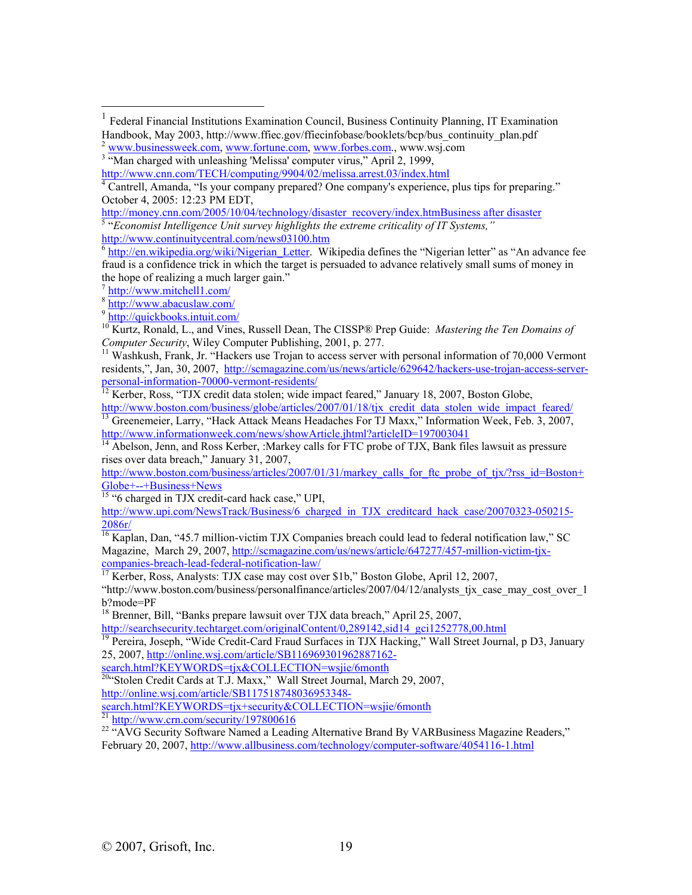[1] Federal Financial Institutions Examination Council, Business Continuity Planning, IT Examination Handbook, May 2003, http://www.ffiec.gov/ffiecinfobase/booklets/bcp/bus_continuity_plan.pdf

[2] www.businessweek.com, www.fortune.com, www.forbes.com., www.wsj.com

[3] "Man charged with unleashing 'Melissa' computer virus," April 2, 1999, http://www.cnn.com/TECH/computing/9904/02/melissa.arrest.03/index.html

[4] Cantrell, Amanda, "Is your company prepared? One company's experience, plus tips for preparing." October 4, 2005: 12:23 PM EDT, http://money.cnn.com/2005/10/04/technology/disaster_recovery/index.htmBusiness after disaster

[5] "*Economist Intelligence Unit survey highlights the extreme criticality of IT Systems,"* http://www.continuitycentral.com/news03100.htm

[6] http://en.wikipedia.org/wiki/Nigerian_Letter. Wikipedia defines the "Nigerian letter" as "An advance fee fraud is a confidence trick in which the target is persuaded to advance relatively small sums of money in the hope of realizing a much larger gain."

[7] http://www.mitchell1.com/

[8] http://www.abacuslaw.com/

[9] http://quickbooks.intuit.com/

[10] Kurtz, Ronald, L., and Vines, Russell Dean, The CISSP® Prep Guide: *Mastering the Ten Domains of Computer Security*, Wiley Computer Publishing, 2001, p. 277.

[11] Washkush, Frank, Jr. "Hackers use Trojan to access server with personal information of 70,000 Vermont residents,", Jan, 30, 2007, http://scmagazine.com/us/news/article/629642/hackers-use-trojan-access-server-personal-information-70000-vermont-residents/

[12] Kerber, Ross, "TJX credit data stolen; wide impact feared," January 18, 2007, Boston Globe, http://www.boston.com/business/globe/articles/2007/01/18/tjx_credit_data_stolen_wide_impact_feared/

[13] Greenemeier, Larry, "Hack Attack Means Headaches For TJ Maxx," Information Week, Feb. 3, 2007, http://www.informationweek.com/news/showArticle.jhtml?articleID=197003041

[14] Abelson, Jenn, and Ross Kerber, :Markey calls for FTC probe of TJX, Bank files lawsuit as pressure rises over data breach," January 31, 2007, http://www.boston.com/business/articles/2007/01/31/markey_calls_for_ftc_probe_of_tjx/?rss_id=Boston+Globe+--+Business+News

[15] "6 charged in TJX credit-card hack case," UPI, http://www.upi.com/NewsTrack/Business/6_charged_in_TJX_creditcard_hack_case/20070323-050215-2086r/

[16] Kaplan, Dan, "45.7 million-victim TJX Companies breach could lead to federal notification law," SC Magazine, March 29, 2007, http://scmagazine.com/us/news/article/647277/457-million-victim-tjx-companies-breach-lead-federal-notification-law/

[17] Kerber, Ross, Analysts: TJX case may cost over $1b," Boston Globe, April 12, 2007, "http://www.boston.com/business/personalfinance/articles/2007/04/12/analysts_tjx_case_may_cost_over_1b?mode=PF

[18] Brenner, Bill, "Banks prepare lawsuit over TJX data breach," April 25, 2007, http://searchsecurity.techtarget.com/originalContent/0,289142,sid14_gci1252778,00.html

[19] Pereira, Joseph, "Wide Credit-Card Fraud Surfaces in TJX Hacking," Wall Street Journal, p D3, January 25, 2007, http://online.wsj.com/article/SB116969301962887162-search.html?KEYWORDS=tjx&COLLECTION=wsjie/6month

[20] "Stolen Credit Cards at T.J. Maxx," Wall Street Journal, March 29, 2007, http://online.wsj.com/article/SB117518748036953348-search.html?KEYWORDS=tjx+security&COLLECTION=wsjie/6month

[21] http://www.crn.com/security/197800616

[22] "AVG Security Software Named a Leading Alternative Brand By VARBusiness Magazine Readers," February 20, 2007, http://www.allbusiness.com/technology/computer-software/4054116-1.html

© 2007, Grisoft, Inc.